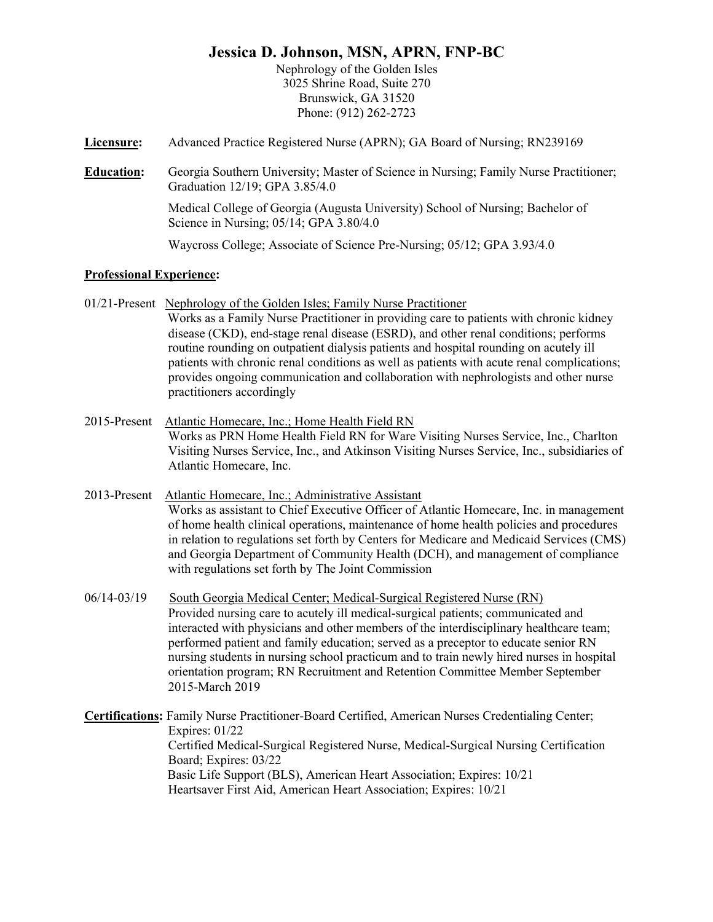# Jessica D. Johnson, MSN, APRN, FNP-BC

Nephrology of the Golden Isles
3025 Shrine Road, Suite 270
Brunswick, GA 31520
Phone: (912) 262-2723

**Licensure:** Advanced Practice Registered Nurse (APRN); GA Board of Nursing; RN239169

**Education:** Georgia Southern University; Master of Science in Nursing; Family Nurse Practitioner; Graduation 12/19; GPA 3.85/4.0

Medical College of Georgia (Augusta University) School of Nursing; Bachelor of Science in Nursing; 05/14; GPA 3.80/4.0

Waycross College; Associate of Science Pre-Nursing; 05/12; GPA 3.93/4.0

**Professional Experience:**

01/21-Present Nephrology of the Golden Isles; Family Nurse Practitioner
Works as a Family Nurse Practitioner in providing care to patients with chronic kidney disease (CKD), end-stage renal disease (ESRD), and other renal conditions; performs routine rounding on outpatient dialysis patients and hospital rounding on acutely ill patients with chronic renal conditions as well as patients with acute renal complications; provides ongoing communication and collaboration with nephrologists and other nurse practitioners accordingly

2015-Present Atlantic Homecare, Inc.; Home Health Field RN
Works as PRN Home Health Field RN for Ware Visiting Nurses Service, Inc., Charlton Visiting Nurses Service, Inc., and Atkinson Visiting Nurses Service, Inc., subsidiaries of Atlantic Homecare, Inc.

2013-Present Atlantic Homecare, Inc.; Administrative Assistant
Works as assistant to Chief Executive Officer of Atlantic Homecare, Inc. in management of home health clinical operations, maintenance of home health policies and procedures in relation to regulations set forth by Centers for Medicare and Medicaid Services (CMS) and Georgia Department of Community Health (DCH), and management of compliance with regulations set forth by The Joint Commission

06/14-03/19 South Georgia Medical Center; Medical-Surgical Registered Nurse (RN)
Provided nursing care to acutely ill medical-surgical patients; communicated and interacted with physicians and other members of the interdisciplinary healthcare team; performed patient and family education; served as a preceptor to educate senior RN nursing students in nursing school practicum and to train newly hired nurses in hospital orientation program; RN Recruitment and Retention Committee Member September 2015-March 2019

**Certifications:** Family Nurse Practitioner-Board Certified, American Nurses Credentialing Center; Expires: 01/22

Certified Medical-Surgical Registered Nurse, Medical-Surgical Nursing Certification Board; Expires: 03/22

Basic Life Support (BLS), American Heart Association; Expires: 10/21

Heartsaver First Aid, American Heart Association; Expires: 10/21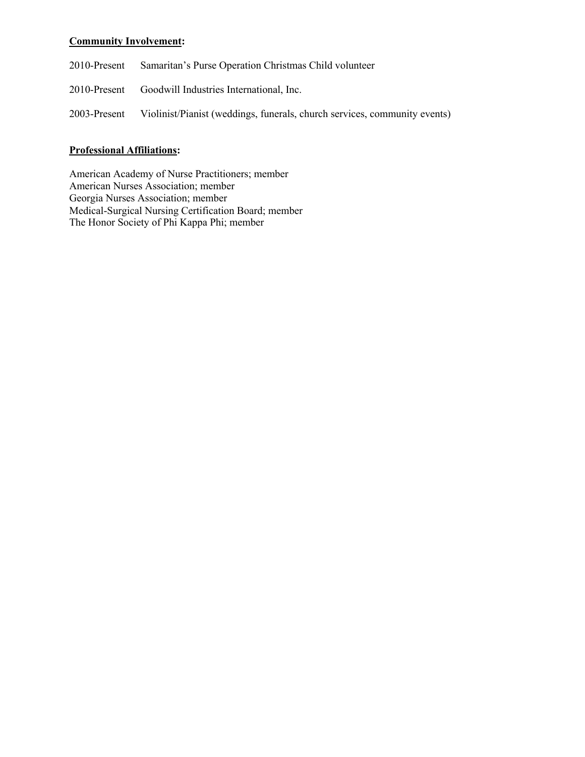**Community Involvement:**

2010-Present Samaritan's Purse Operation Christmas Child volunteer

2010-Present Goodwill Industries International, Inc.

2003-Present Violinist/Pianist (weddings, funerals, church services, community events)

**Professional Affiliations:**

American Academy of Nurse Practitioners; member
American Nurses Association; member
Georgia Nurses Association; member
Medical-Surgical Nursing Certification Board; member
The Honor Society of Phi Kappa Phi; member